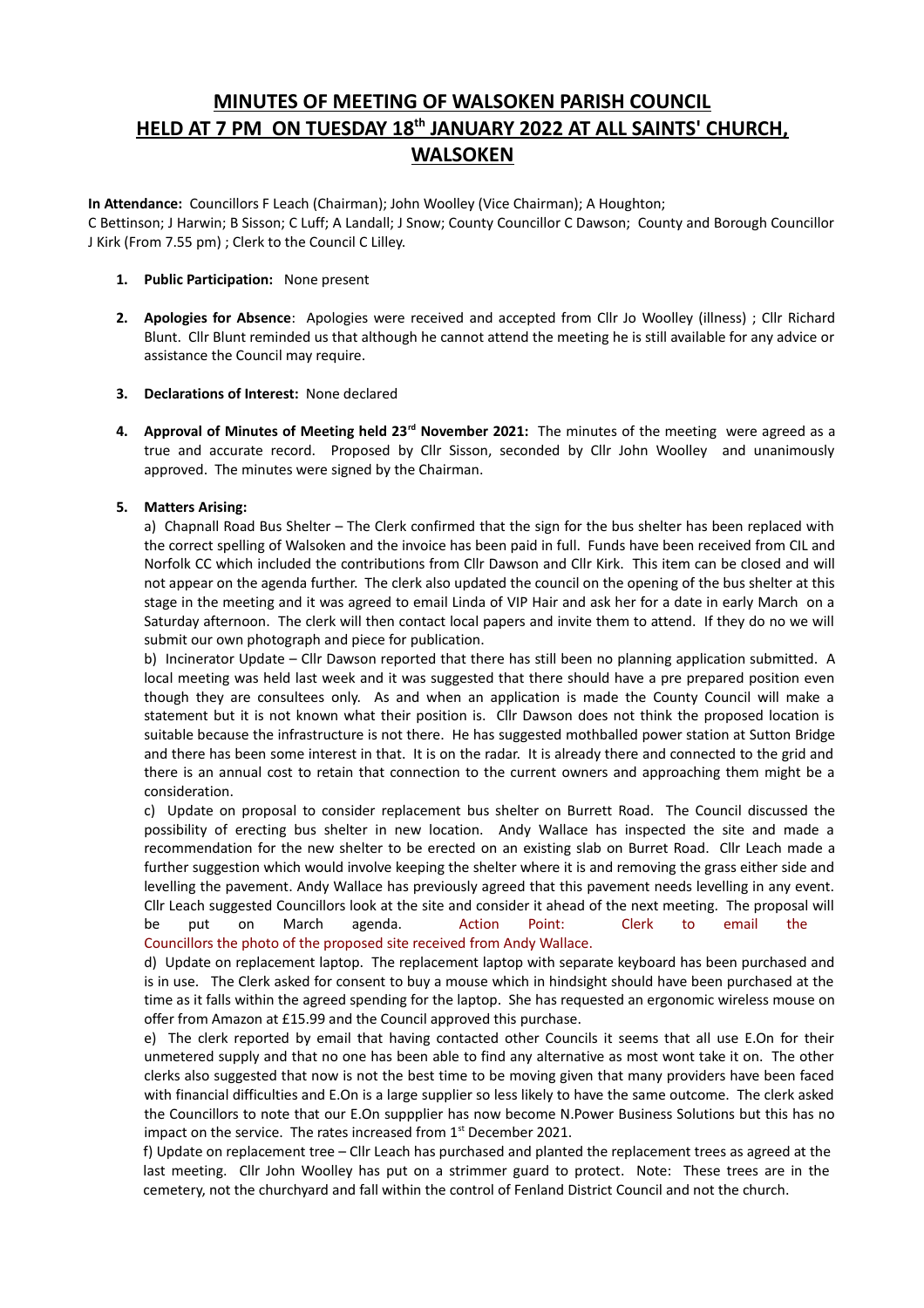# MINUTES OF MEETING OF WALSOKEN PARISH COUNCIL HELD AT 7 PM ON TUESDAY 18th JANUARY 2022 AT ALL SAINTS' CHURCH, WALSOKEN

**In Attendance:** Councillors F Leach (Chairman); John Woolley (Vice Chairman); A Houghton; C Bettinson; J Harwin; B Sisson; C Luff; A Landall; J Snow; County Councillor C Dawson; County and Borough Councillor J Kirk (From 7.55 pm) ; Clerk to the Council C Lilley.

1. **Public Participation:** None present

2. **Apologies for Absence**: Apologies were received and accepted from Cllr Jo Woolley (illness) ; Cllr Richard Blunt. Cllr Blunt reminded us that although he cannot attend the meeting he is still available for any advice or assistance the Council may require.

3. **Declarations of Interest:** None declared

4. **Approval of Minutes of Meeting held 23rd November 2021:** The minutes of the meeting were agreed as a true and accurate record. Proposed by Cllr Sisson, seconded by Cllr John Woolley and unanimously approved. The minutes were signed by the Chairman.

5. **Matters Arising:**

   a) Chapnall Road Bus Shelter – The Clerk confirmed that the sign for the bus shelter has been replaced with the correct spelling of Walsoken and the invoice has been paid in full. Funds have been received from CIL and Norfolk CC which included the contributions from Cllr Dawson and Cllr Kirk. This item can be closed and will not appear on the agenda further. The clerk also updated the council on the opening of the bus shelter at this stage in the meeting and it was agreed to email Linda of VIP Hair and ask her for a date in early March on a Saturday afternoon. The clerk will then contact local papers and invite them to attend. If they do no we will submit our own photograph and piece for publication.

   b) Incinerator Update – Cllr Dawson reported that there has still been no planning application submitted. A local meeting was held last week and it was suggested that there should have a pre prepared position even though they are consultees only. As and when an application is made the County Council will make a statement but it is not known what their position is. Cllr Dawson does not think the proposed location is suitable because the infrastructure is not there. He has suggested mothballed power station at Sutton Bridge and there has been some interest in that. It is on the radar. It is already there and connected to the grid and there is an annual cost to retain that connection to the current owners and approaching them might be a consideration.

   c) Update on proposal to consider replacement bus shelter on Burrett Road. The Council discussed the possibility of erecting bus shelter in new location. Andy Wallace has inspected the site and made a recommendation for the new shelter to be erected on an existing slab on Burret Road. Cllr Leach made a further suggestion which would involve keeping the shelter where it is and removing the grass either side and levelling the pavement. Andy Wallace has previously agreed that this pavement needs levelling in any event. Cllr Leach suggested Councillors look at the site and consider it ahead of the next meeting. The proposal will be put on March agenda. Action Point: Clerk to email the Councillors the photo of the proposed site received from Andy Wallace.

   d) Update on replacement laptop. The replacement laptop with separate keyboard has been purchased and is in use. The Clerk asked for consent to buy a mouse which in hindsight should have been purchased at the time as it falls within the agreed spending for the laptop. She has requested an ergonomic wireless mouse on offer from Amazon at £15.99 and the Council approved this purchase.

   e) The clerk reported by email that having contacted other Councils it seems that all use E.On for their unmetered supply and that no one has been able to find any alternative as most wont take it on. The other clerks also suggested that now is not the best time to be moving given that many providers have been faced with financial difficulties and E.On is a large supplier so less likely to have the same outcome. The clerk asked the Councillors to note that our E.On suppplier has now become N.Power Business Solutions but this has no impact on the service. The rates increased from 1st December 2021.

   f) Update on replacement tree – Cllr Leach has purchased and planted the replacement trees as agreed at the last meeting. Cllr John Woolley has put on a strimmer guard to protect. Note: These trees are in the cemetery, not the churchyard and fall within the control of Fenland District Council and not the church.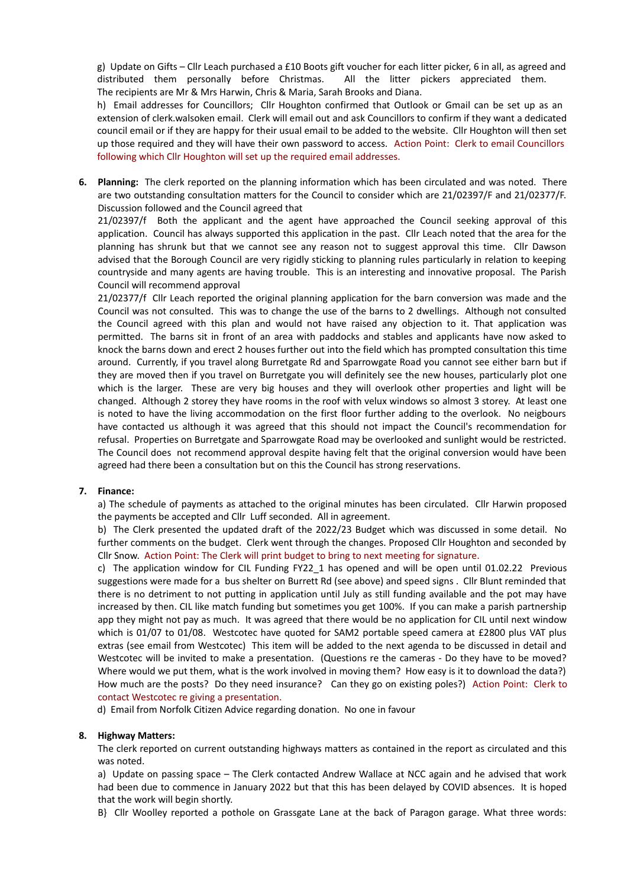g) Update on Gifts – Cllr Leach purchased a £10 Boots gift voucher for each litter picker, 6 in all, as agreed and distributed them personally before Christmas. All the litter pickers appreciated them. The recipients are Mr & Mrs Harwin, Chris & Maria, Sarah Brooks and Diana.

h) Email addresses for Councillors; Cllr Houghton confirmed that Outlook or Gmail can be set up as an extension of clerk.walsoken email. Clerk will email out and ask Councillors to confirm if they want a dedicated council email or if they are happy for their usual email to be added to the website. Cllr Houghton will then set up those required and they will have their own password to access. Action Point: Clerk to email Councillors following which Cllr Houghton will set up the required email addresses.

6. **Planning:** The clerk reported on the planning information which has been circulated and was noted. There are two outstanding consultation matters for the Council to consider which are 21/02397/F and 21/02377/F. Discussion followed and the Council agreed that

   21/02397/f Both the applicant and the agent have approached the Council seeking approval of this application. Council has always supported this application in the past. Cllr Leach noted that the area for the planning has shrunk but that we cannot see any reason not to suggest approval this time. Cllr Dawson advised that the Borough Council are very rigidly sticking to planning rules particularly in relation to keeping countryside and many agents are having trouble. This is an interesting and innovative proposal. The Parish Council will recommend approval

   21/02377/f Cllr Leach reported the original planning application for the barn conversion was made and the Council was not consulted. This was to change the use of the barns to 2 dwellings. Although not consulted the Council agreed with this plan and would not have raised any objection to it. That application was permitted. The barns sit in front of an area with paddocks and stables and applicants have now asked to knock the barns down and erect 2 houses further out into the field which has prompted consultation this time around. Currently, if you travel along Burretgate Rd and Sparrowgate Road you cannot see either barn but if they are moved then if you travel on Burretgate you will definitely see the new houses, particularly plot one which is the larger. These are very big houses and they will overlook other properties and light will be changed. Although 2 storey they have rooms in the roof with velux windows so almost 3 storey. At least one is noted to have the living accommodation on the first floor further adding to the overlook. No neigbours have contacted us although it was agreed that this should not impact the Council's recommendation for refusal. Properties on Burretgate and Sparrowgate Road may be overlooked and sunlight would be restricted. The Council does not recommend approval despite having felt that the original conversion would have been agreed had there been a consultation but on this the Council has strong reservations.

7. **Finance:**

   a) The schedule of payments as attached to the original minutes has been circulated. Cllr Harwin proposed the payments be accepted and Cllr Luff seconded. All in agreement.

   b) The Clerk presented the updated draft of the 2022/23 Budget which was discussed in some detail. No further comments on the budget. Clerk went through the changes. Proposed Cllr Houghton and seconded by Cllr Snow. Action Point: The Clerk will print budget to bring to next meeting for signature.

   c) The application window for CIL Funding FY22_1 has opened and will be open until 01.02.22 Previous suggestions were made for a bus shelter on Burrett Rd (see above) and speed signs . Cllr Blunt reminded that there is no detriment to not putting in application until July as still funding available and the pot may have increased by then. CIL like match funding but sometimes you get 100%. If you can make a parish partnership app they might not pay as much. It was agreed that there would be no application for CIL until next window which is 01/07 to 01/08. Westcotec have quoted for SAM2 portable speed camera at £2800 plus VAT plus extras (see email from Westcotec) This item will be added to the next agenda to be discussed in detail and Westcotec will be invited to make a presentation. (Questions re the cameras - Do they have to be moved? Where would we put them, what is the work involved in moving them? How easy is it to download the data?) How much are the posts? Do they need insurance? Can they go on existing poles?) Action Point: Clerk to contact Westcotec re giving a presentation.

   d) Email from Norfolk Citizen Advice regarding donation. No one in favour

8. **Highway Matters:**

   The clerk reported on current outstanding highways matters as contained in the report as circulated and this was noted.

   a) Update on passing space – The Clerk contacted Andrew Wallace at NCC again and he advised that work had been due to commence in January 2022 but that this has been delayed by COVID absences. It is hoped that the work will begin shortly.

   B} Cllr Woolley reported a pothole on Grassgate Lane at the back of Paragon garage. What three words: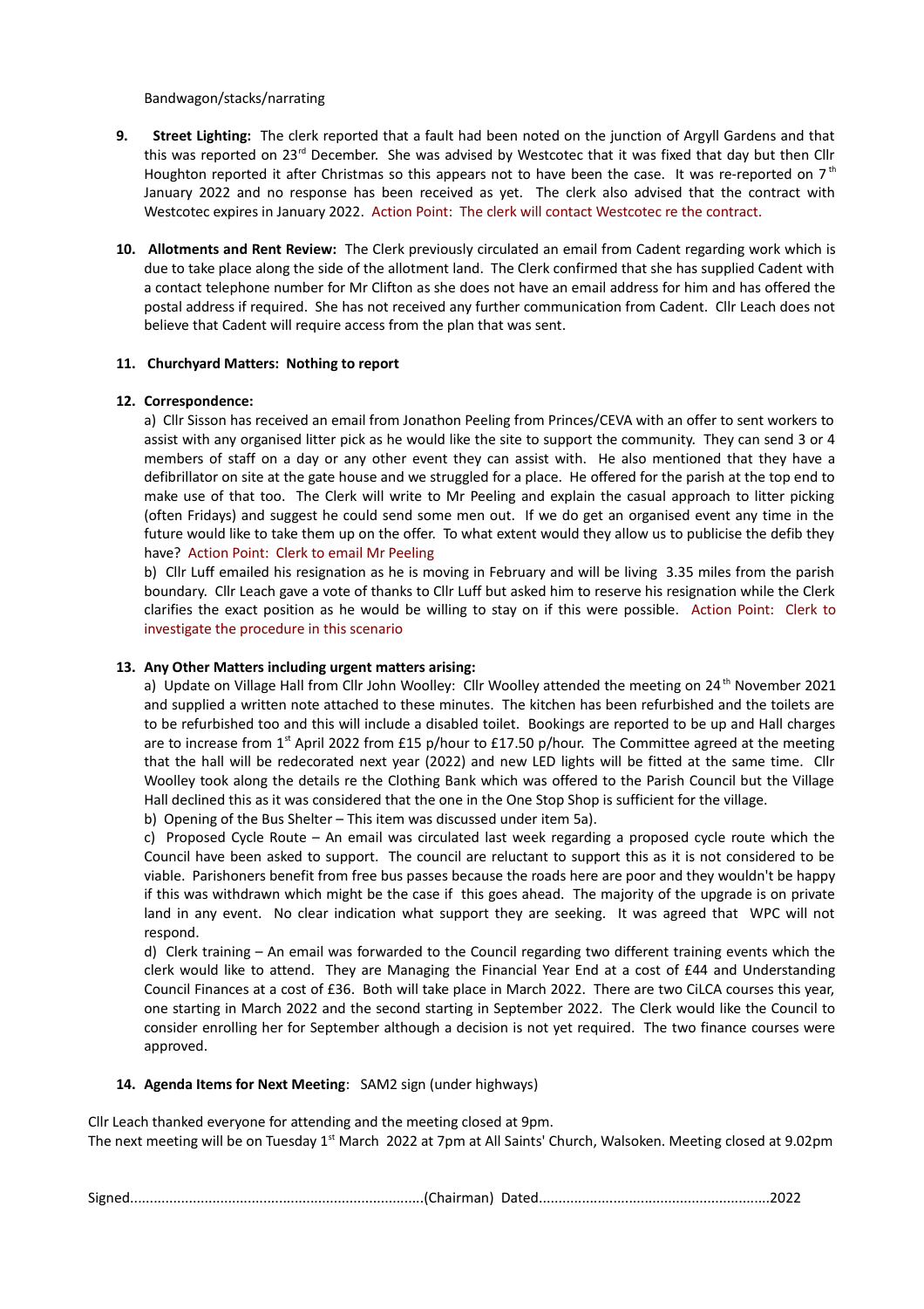Bandwagon/stacks/narrating

9. **Street Lighting:** The clerk reported that a fault had been noted on the junction of Argyll Gardens and that this was reported on 23rd December. She was advised by Westcotec that it was fixed that day but then Cllr Houghton reported it after Christmas so this appears not to have been the case. It was re-reported on 7th January 2022 and no response has been received as yet. The clerk also advised that the contract with Westcotec expires in January 2022. Action Point: The clerk will contact Westcotec re the contract.

10. **Allotments and Rent Review:** The Clerk previously circulated an email from Cadent regarding work which is due to take place along the side of the allotment land. The Clerk confirmed that she has supplied Cadent with a contact telephone number for Mr Clifton as she does not have an email address for him and has offered the postal address if required. She has not received any further communication from Cadent. Cllr Leach does not believe that Cadent will require access from the plan that was sent.

11. **Churchyard Matters: Nothing to report**

12. **Correspondence:**

    a) Cllr Sisson has received an email from Jonathon Peeling from Princes/CEVA with an offer to sent workers to assist with any organised litter pick as he would like the site to support the community. They can send 3 or 4 members of staff on a day or any other event they can assist with. He also mentioned that they have a defibrillator on site at the gate house and we struggled for a place. He offered for the parish at the top end to make use of that too. The Clerk will write to Mr Peeling and explain the casual approach to litter picking (often Fridays) and suggest he could send some men out. If we do get an organised event any time in the future would like to take them up on the offer. To what extent would they allow us to publicise the defib they have? Action Point: Clerk to email Mr Peeling

    b) Cllr Luff emailed his resignation as he is moving in February and will be living 3.35 miles from the parish boundary. Cllr Leach gave a vote of thanks to Cllr Luff but asked him to reserve his resignation while the Clerk clarifies the exact position as he would be willing to stay on if this were possible. Action Point: Clerk to investigate the procedure in this scenario

13. **Any Other Matters including urgent matters arising:**

    a) Update on Village Hall from Cllr John Woolley: Cllr Woolley attended the meeting on 24th November 2021 and supplied a written note attached to these minutes. The kitchen has been refurbished and the toilets are to be refurbished too and this will include a disabled toilet. Bookings are reported to be up and Hall charges are to increase from 1st April 2022 from £15 p/hour to £17.50 p/hour. The Committee agreed at the meeting that the hall will be redecorated next year (2022) and new LED lights will be fitted at the same time. Cllr Woolley took along the details re the Clothing Bank which was offered to the Parish Council but the Village Hall declined this as it was considered that the one in the One Stop Shop is sufficient for the village.

    b) Opening of the Bus Shelter – This item was discussed under item 5a).

    c) Proposed Cycle Route – An email was circulated last week regarding a proposed cycle route which the Council have been asked to support. The council are reluctant to support this as it is not considered to be viable. Parishoners benefit from free bus passes because the roads here are poor and they wouldn't be happy if this was withdrawn which might be the case if this goes ahead. The majority of the upgrade is on private land in any event. No clear indication what support they are seeking. It was agreed that WPC will not respond.

    d) Clerk training – An email was forwarded to the Council regarding two different training events which the clerk would like to attend. They are Managing the Financial Year End at a cost of £44 and Understanding Council Finances at a cost of £36. Both will take place in March 2022. There are two CiLCA courses this year, one starting in March 2022 and the second starting in September 2022. The Clerk would like the Council to consider enrolling her for September although a decision is not yet required. The two finance courses were approved.

14. **Agenda Items for Next Meeting**: SAM2 sign (under highways)

Cllr Leach thanked everyone for attending and the meeting closed at 9pm.
The next meeting will be on Tuesday 1st March 2022 at 7pm at All Saints' Church, Walsoken. Meeting closed at 9.02pm

Signed..........................................................................(Chairman) Dated..........................................................2022